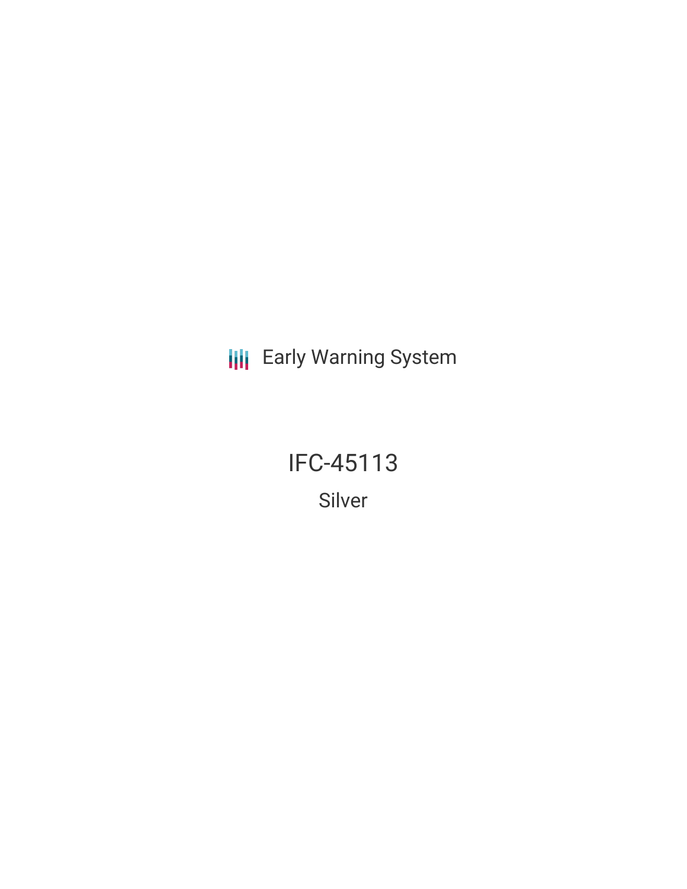Early Warning System

# IFC-45113

## Silver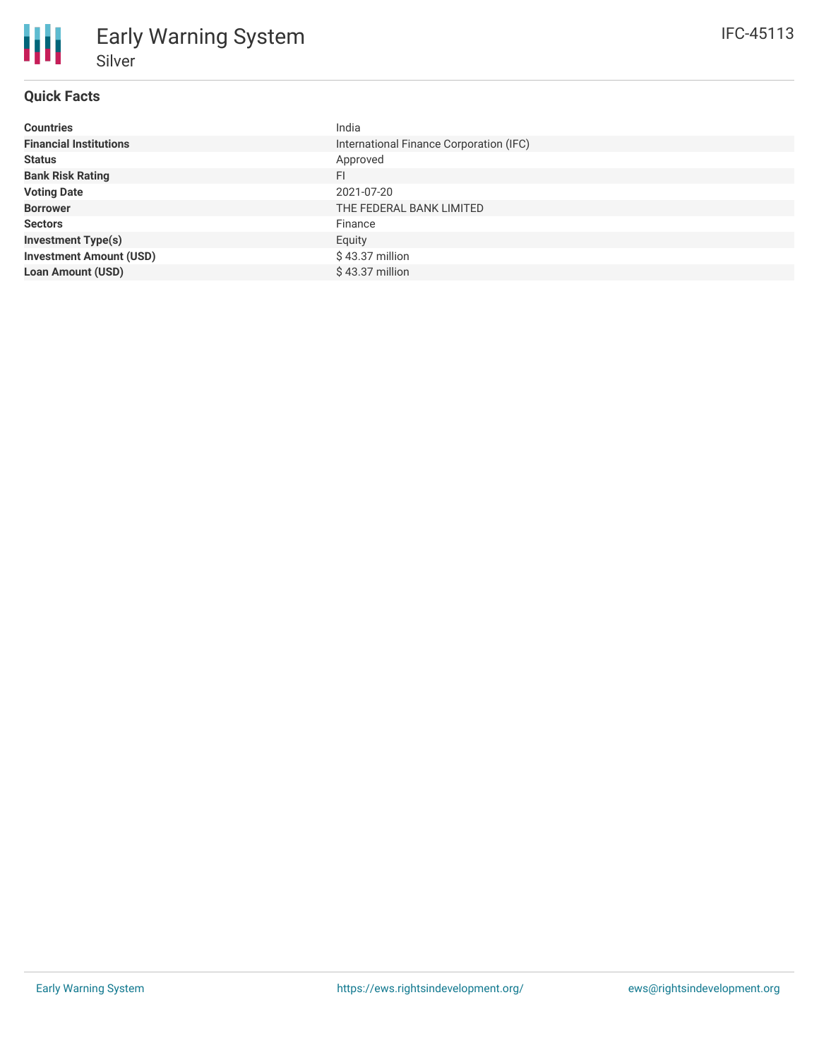# Early Warning System

## Silver

IFC-45113

### Quick Facts

| | |
|---|---|
| **Countries** | India |
| **Financial Institutions** | International Finance Corporation (IFC) |
| **Status** | Approved |
| **Bank Risk Rating** | FI |
| **Voting Date** | 2021-07-20 |
| **Borrower** | THE FEDERAL BANK LIMITED |
| **Sectors** | Finance |
| **Investment Type(s)** | Equity |
| **Investment Amount (USD)** | $ 43.37 million |
| **Loan Amount (USD)** | $ 43.37 million |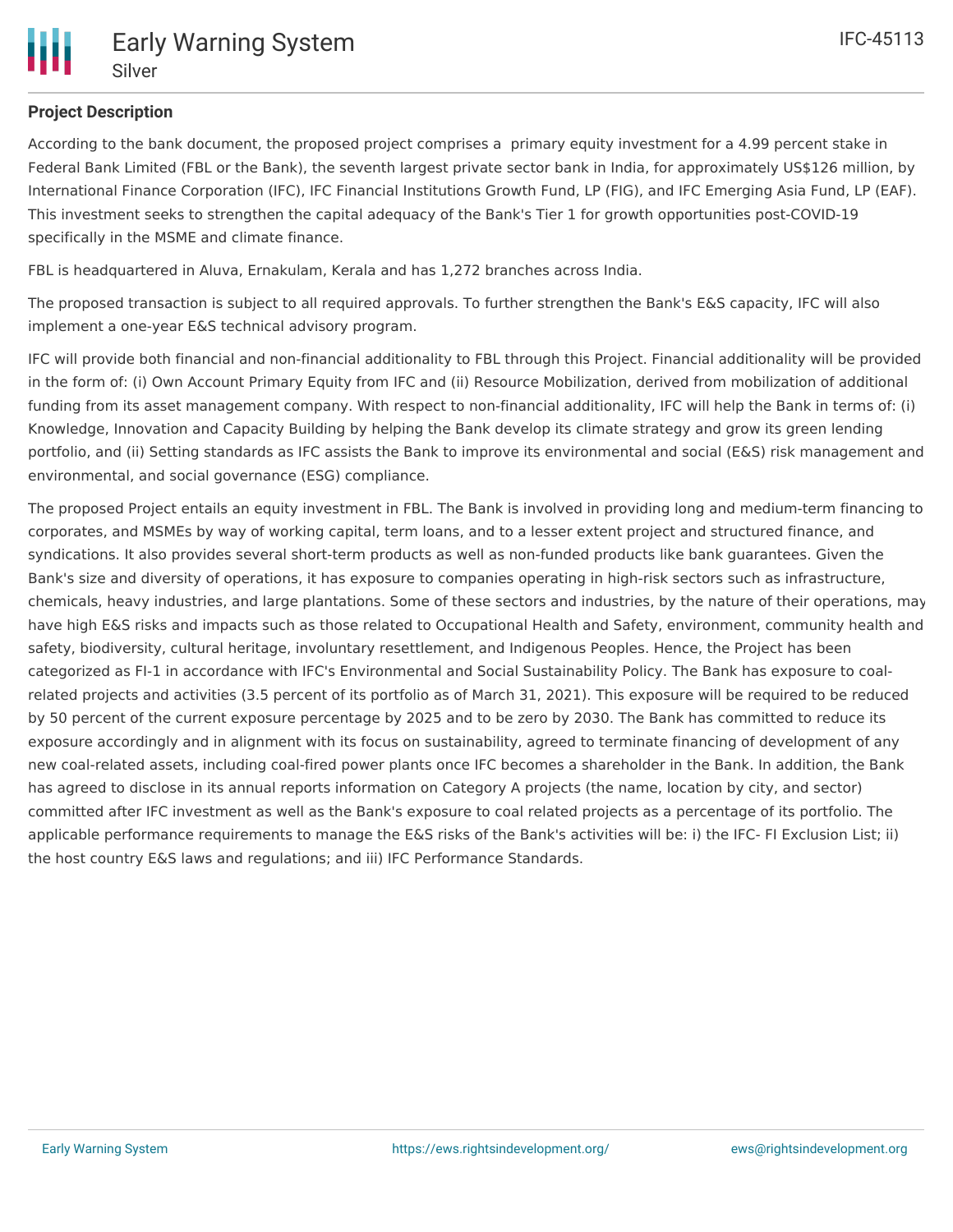## Project Description

According to the bank document, the proposed project comprises a primary equity investment for a 4.99 percent stake in Federal Bank Limited (FBL or the Bank), the seventh largest private sector bank in India, for approximately US$126 million, by International Finance Corporation (IFC), IFC Financial Institutions Growth Fund, LP (FIG), and IFC Emerging Asia Fund, LP (EAF). This investment seeks to strengthen the capital adequacy of the Bank's Tier 1 for growth opportunities post-COVID-19 specifically in the MSME and climate finance.

FBL is headquartered in Aluva, Ernakulam, Kerala and has 1,272 branches across India.

The proposed transaction is subject to all required approvals. To further strengthen the Bank's E&S capacity, IFC will also implement a one-year E&S technical advisory program.

IFC will provide both financial and non-financial additionality to FBL through this Project. Financial additionality will be provided in the form of: (i) Own Account Primary Equity from IFC and (ii) Resource Mobilization, derived from mobilization of additional funding from its asset management company. With respect to non-financial additionality, IFC will help the Bank in terms of: (i) Knowledge, Innovation and Capacity Building by helping the Bank develop its climate strategy and grow its green lending portfolio, and (ii) Setting standards as IFC assists the Bank to improve its environmental and social (E&S) risk management and environmental, and social governance (ESG) compliance.

The proposed Project entails an equity investment in FBL. The Bank is involved in providing long and medium-term financing to corporates, and MSMEs by way of working capital, term loans, and to a lesser extent project and structured finance, and syndications. It also provides several short-term products as well as non-funded products like bank guarantees. Given the Bank's size and diversity of operations, it has exposure to companies operating in high-risk sectors such as infrastructure, chemicals, heavy industries, and large plantations. Some of these sectors and industries, by the nature of their operations, may have high E&S risks and impacts such as those related to Occupational Health and Safety, environment, community health and safety, biodiversity, cultural heritage, involuntary resettlement, and Indigenous Peoples. Hence, the Project has been categorized as FI-1 in accordance with IFC's Environmental and Social Sustainability Policy. The Bank has exposure to coal-related projects and activities (3.5 percent of its portfolio as of March 31, 2021). This exposure will be required to be reduced by 50 percent of the current exposure percentage by 2025 and to be zero by 2030. The Bank has committed to reduce its exposure accordingly and in alignment with its focus on sustainability, agreed to terminate financing of development of any new coal-related assets, including coal-fired power plants once IFC becomes a shareholder in the Bank. In addition, the Bank has agreed to disclose in its annual reports information on Category A projects (the name, location by city, and sector) committed after IFC investment as well as the Bank's exposure to coal related projects as a percentage of its portfolio. The applicable performance requirements to manage the E&S risks of the Bank's activities will be: i) the IFC- FI Exclusion List; ii) the host country E&S laws and regulations; and iii) IFC Performance Standards.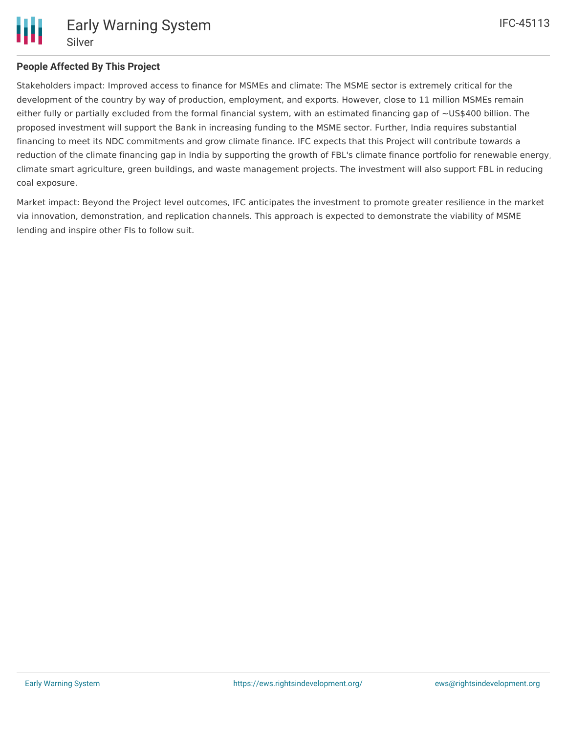## People Affected By This Project

Stakeholders impact: Improved access to finance for MSMEs and climate: The MSME sector is extremely critical for the development of the country by way of production, employment, and exports. However, close to 11 million MSMEs remain either fully or partially excluded from the formal financial system, with an estimated financing gap of ~US$400 billion. The proposed investment will support the Bank in increasing funding to the MSME sector. Further, India requires substantial financing to meet its NDC commitments and grow climate finance. IFC expects that this Project will contribute towards a reduction of the climate financing gap in India by supporting the growth of FBL's climate finance portfolio for renewable energy, climate smart agriculture, green buildings, and waste management projects. The investment will also support FBL in reducing coal exposure.

Market impact: Beyond the Project level outcomes, IFC anticipates the investment to promote greater resilience in the market via innovation, demonstration, and replication channels. This approach is expected to demonstrate the viability of MSME lending and inspire other FIs to follow suit.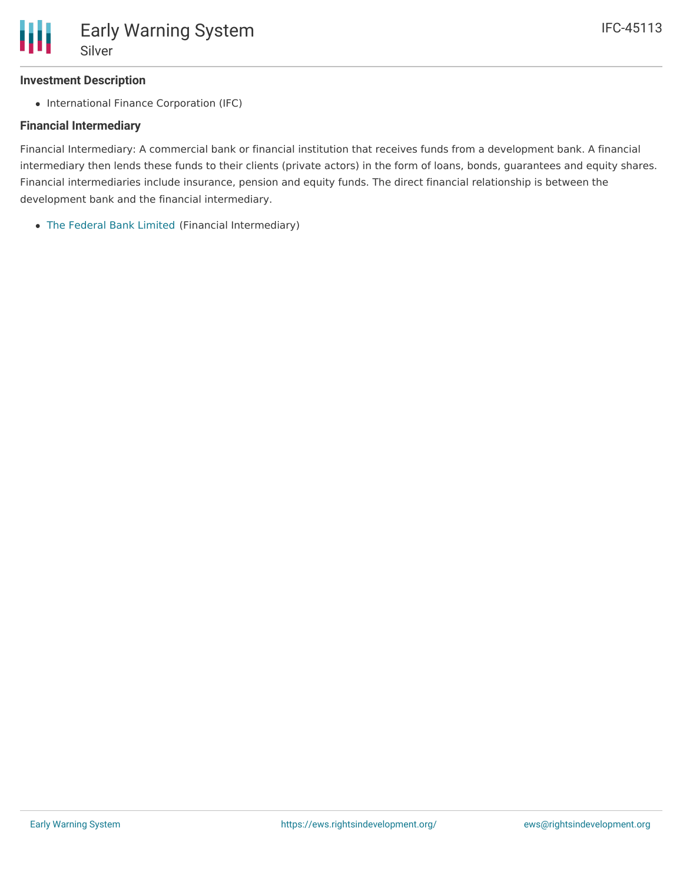### Investment Description

- International Finance Corporation (IFC)

### Financial Intermediary

Financial Intermediary: A commercial bank or financial institution that receives funds from a development bank. A financial intermediary then lends these funds to their clients (private actors) in the form of loans, bonds, guarantees and equity shares. Financial intermediaries include insurance, pension and equity funds. The direct financial relationship is between the development bank and the financial intermediary.

- The Federal Bank Limited (Financial Intermediary)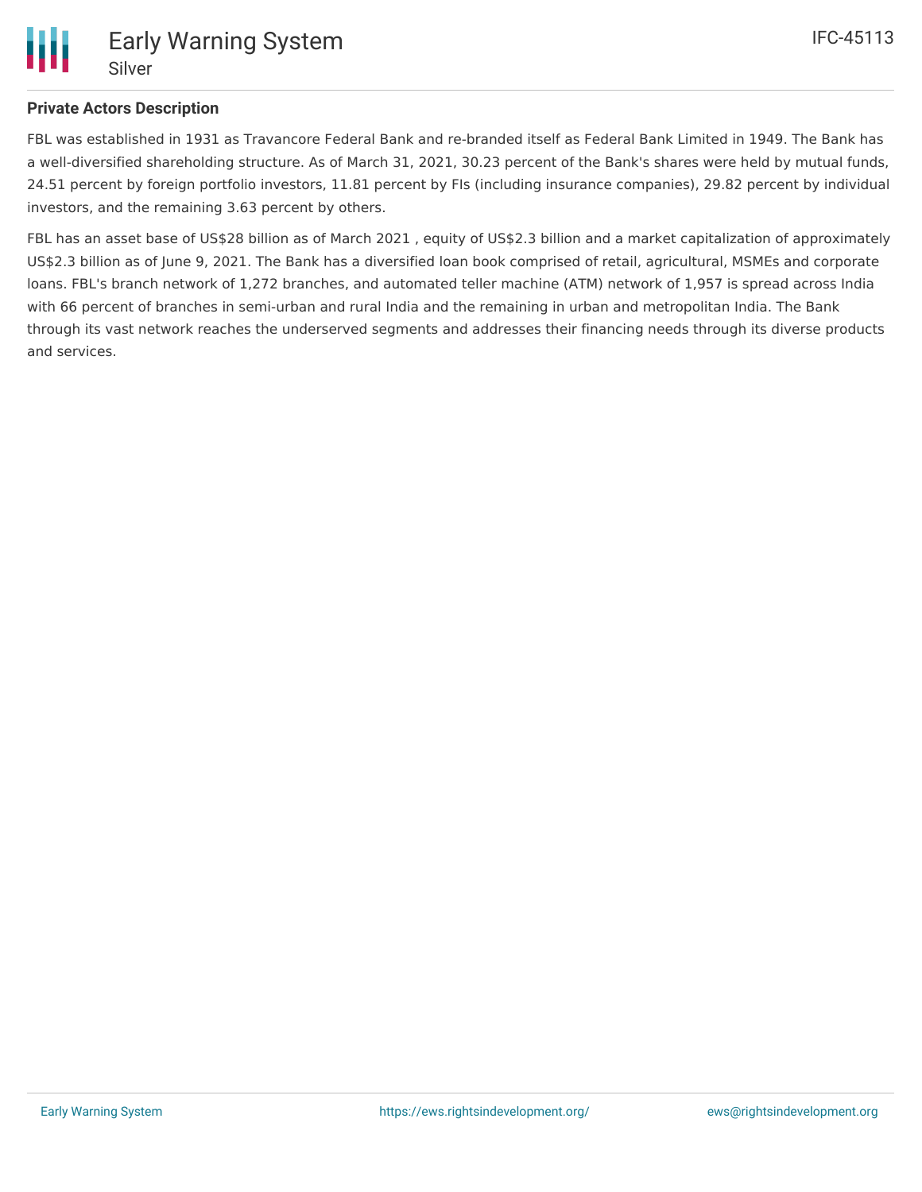**Private Actors Description**

FBL was established in 1931 as Travancore Federal Bank and re-branded itself as Federal Bank Limited in 1949. The Bank has a well-diversified shareholding structure. As of March 31, 2021, 30.23 percent of the Bank's shares were held by mutual funds, 24.51 percent by foreign portfolio investors, 11.81 percent by FIs (including insurance companies), 29.82 percent by individual investors, and the remaining 3.63 percent by others.

FBL has an asset base of US$28 billion as of March 2021 , equity of US$2.3 billion and a market capitalization of approximately US$2.3 billion as of June 9, 2021. The Bank has a diversified loan book comprised of retail, agricultural, MSMEs and corporate loans. FBL's branch network of 1,272 branches, and automated teller machine (ATM) network of 1,957 is spread across India with 66 percent of branches in semi-urban and rural India and the remaining in urban and metropolitan India. The Bank through its vast network reaches the underserved segments and addresses their financing needs through its diverse products and services.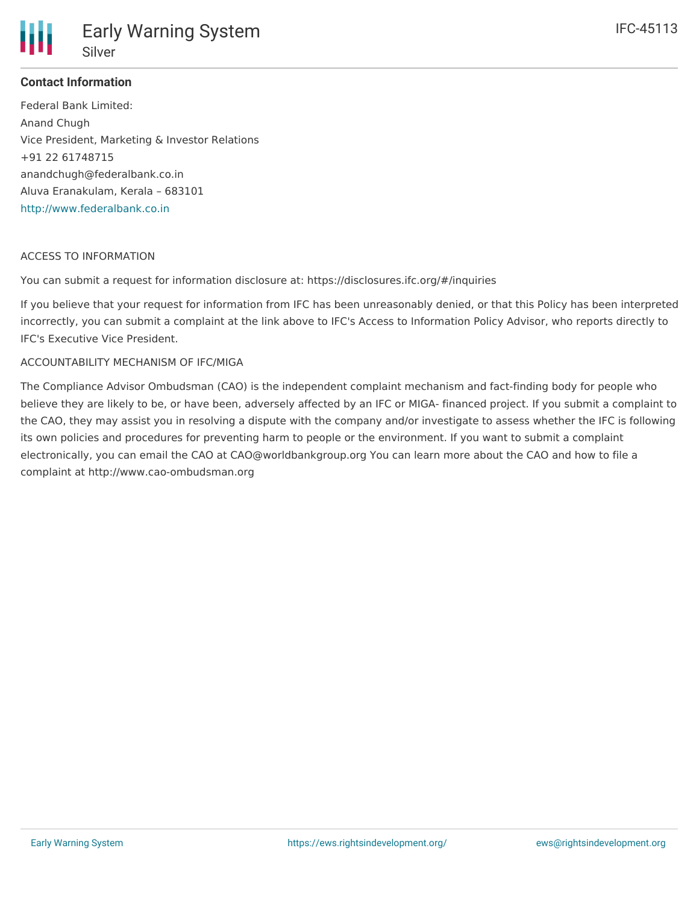**Contact Information**

Federal Bank Limited:
Anand Chugh
Vice President, Marketing & Investor Relations
+91 22 61748715
anandchugh@federalbank.co.in
Aluva Eranakulam, Kerala – 683101
http://www.federalbank.co.in

ACCESS TO INFORMATION

You can submit a request for information disclosure at: https://disclosures.ifc.org/#/inquiries

If you believe that your request for information from IFC has been unreasonably denied, or that this Policy has been interpreted incorrectly, you can submit a complaint at the link above to IFC's Access to Information Policy Advisor, who reports directly to IFC's Executive Vice President.

ACCOUNTABILITY MECHANISM OF IFC/MIGA

The Compliance Advisor Ombudsman (CAO) is the independent complaint mechanism and fact-finding body for people who believe they are likely to be, or have been, adversely affected by an IFC or MIGA- financed project. If you submit a complaint to the CAO, they may assist you in resolving a dispute with the company and/or investigate to assess whether the IFC is following its own policies and procedures for preventing harm to people or the environment. If you want to submit a complaint electronically, you can email the CAO at CAO@worldbankgroup.org You can learn more about the CAO and how to file a complaint at http://www.cao-ombudsman.org